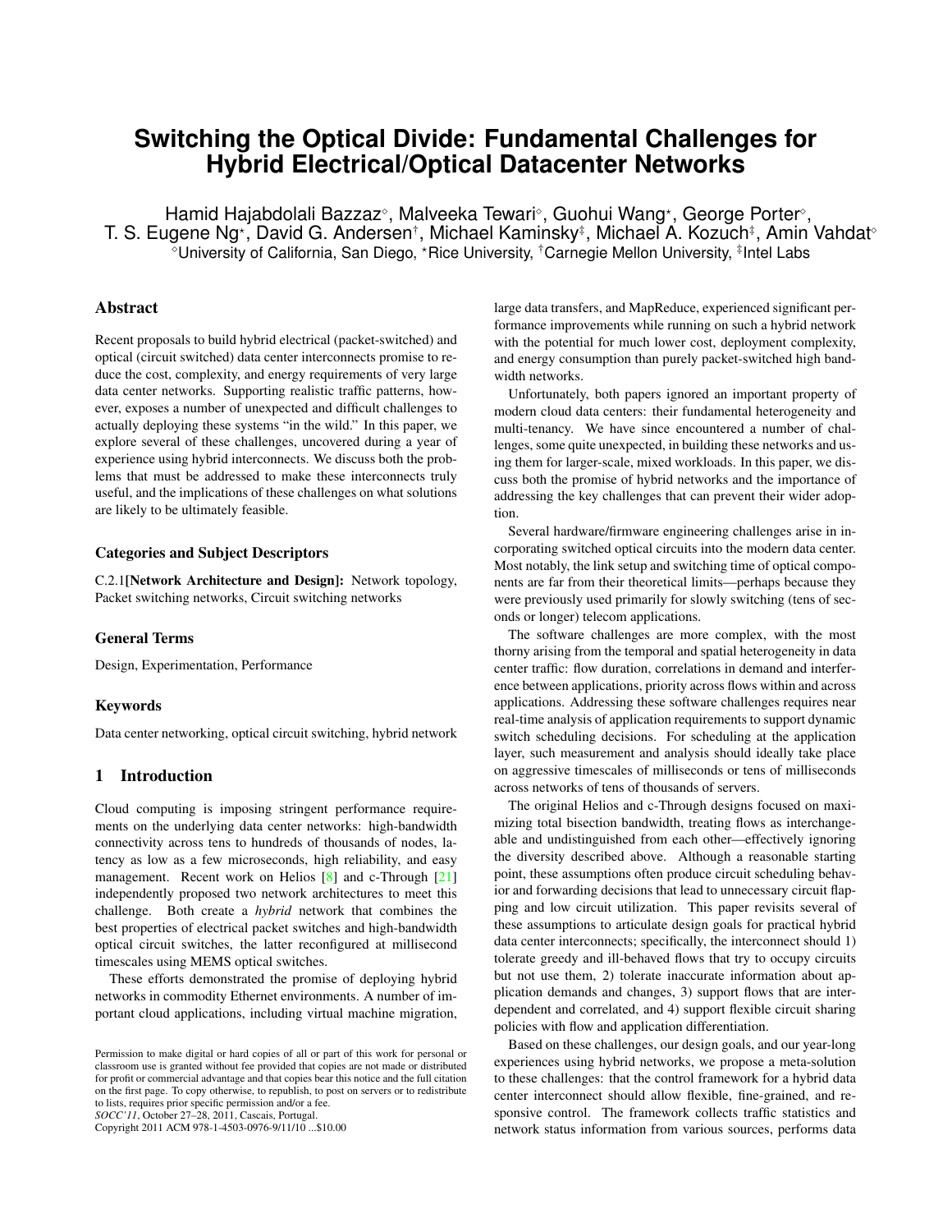# Switching the Optical Divide: Fundamental Challenges for Hybrid Electrical/Optical Datacenter Networks

Hamid Hajabdolali Bazzaz[◇], Malveeka Tewari[◇], Guohui Wang[⋆], George Porter[◇], T. S. Eugene Ng[⋆], David G. Andersen[†], Michael Kaminsky[‡], Michael A. Kozuch[‡], Amin Vahdat[◇]

[◇]University of California, San Diego, [⋆]Rice University, [†]Carnegie Mellon University, [‡]Intel Labs

## Abstract

Recent proposals to build hybrid electrical (packet-switched) and optical (circuit switched) data center interconnects promise to reduce the cost, complexity, and energy requirements of very large data center networks. Supporting realistic traffic patterns, however, exposes a number of unexpected and difficult challenges to actually deploying these systems "in the wild." In this paper, we explore several of these challenges, uncovered during a year of experience using hybrid interconnects. We discuss both the problems that must be addressed to make these interconnects truly useful, and the implications of these challenges on what solutions are likely to be ultimately feasible.

### Categories and Subject Descriptors

C.2.1[**Network Architecture and Design]:** Network topology, Packet switching networks, Circuit switching networks

### General Terms

Design, Experimentation, Performance

### Keywords

Data center networking, optical circuit switching, hybrid network

## 1 Introduction

Cloud computing is imposing stringent performance requirements on the underlying data center networks: high-bandwidth connectivity across tens to hundreds of thousands of nodes, latency as low as a few microseconds, high reliability, and easy management. Recent work on Helios [8] and c-Through [21] independently proposed two network architectures to meet this challenge. Both create a *hybrid* network that combines the best properties of electrical packet switches and high-bandwidth optical circuit switches, the latter reconfigured at millisecond timescales using MEMS optical switches.

These efforts demonstrated the promise of deploying hybrid networks in commodity Ethernet environments. A number of important cloud applications, including virtual machine migration, large data transfers, and MapReduce, experienced significant performance improvements while running on such a hybrid network with the potential for much lower cost, deployment complexity, and energy consumption than purely packet-switched high bandwidth networks.

Unfortunately, both papers ignored an important property of modern cloud data centers: their fundamental heterogeneity and multi-tenancy. We have since encountered a number of challenges, some quite unexpected, in building these networks and using them for larger-scale, mixed workloads. In this paper, we discuss both the promise of hybrid networks and the importance of addressing the key challenges that can prevent their wider adoption.

Several hardware/firmware engineering challenges arise in incorporating switched optical circuits into the modern data center. Most notably, the link setup and switching time of optical components are far from their theoretical limits—perhaps because they were previously used primarily for slowly switching (tens of seconds or longer) telecom applications.

The software challenges are more complex, with the most thorny arising from the temporal and spatial heterogeneity in data center traffic: flow duration, correlations in demand and interference between applications, priority across flows within and across applications. Addressing these software challenges requires near real-time analysis of application requirements to support dynamic switch scheduling decisions. For scheduling at the application layer, such measurement and analysis should ideally take place on aggressive timescales of milliseconds or tens of milliseconds across networks of tens of thousands of servers.

The original Helios and c-Through designs focused on maximizing total bisection bandwidth, treating flows as interchangeable and undistinguished from each other—effectively ignoring the diversity described above. Although a reasonable starting point, these assumptions often produce circuit scheduling behavior and forwarding decisions that lead to unnecessary circuit flapping and low circuit utilization. This paper revisits several of these assumptions to articulate design goals for practical hybrid data center interconnects; specifically, the interconnect should 1) tolerate greedy and ill-behaved flows that try to occupy circuits but not use them, 2) tolerate inaccurate information about application demands and changes, 3) support flows that are interdependent and correlated, and 4) support flexible circuit sharing policies with flow and application differentiation.

Based on these challenges, our design goals, and our year-long experiences using hybrid networks, we propose a meta-solution to these challenges: that the control framework for a hybrid data center interconnect should allow flexible, fine-grained, and responsive control. The framework collects traffic statistics and network status information from various sources, performs data

Permission to make digital or hard copies of all or part of this work for personal or classroom use is granted without fee provided that copies are not made or distributed for profit or commercial advantage and that copies bear this notice and the full citation on the first page. To copy otherwise, to republish, to post on servers or to redistribute to lists, requires prior specific permission and/or a fee.
*SOCC'11*, October 27–28, 2011, Cascais, Portugal.
Copyright 2011 ACM 978-1-4503-0976-9/11/10 ...$10.00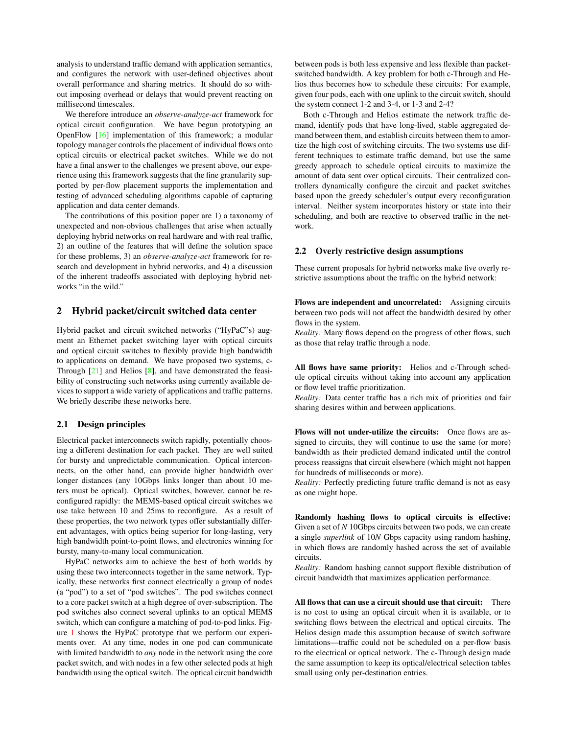analysis to understand traffic demand with application semantics, and configures the network with user-defined objectives about overall performance and sharing metrics. It should do so without imposing overhead or delays that would prevent reacting on millisecond timescales.

We therefore introduce an *observe-analyze-act* framework for optical circuit configuration. We have begun prototyping an OpenFlow [16] implementation of this framework; a modular topology manager controls the placement of individual flows onto optical circuits or electrical packet switches. While we do not have a final answer to the challenges we present above, our experience using this framework suggests that the fine granularity supported by per-flow placement supports the implementation and testing of advanced scheduling algorithms capable of capturing application and data center demands.

The contributions of this position paper are 1) a taxonomy of unexpected and non-obvious challenges that arise when actually deploying hybrid networks on real hardware and with real traffic, 2) an outline of the features that will define the solution space for these problems, 3) an *observe-analyze-act* framework for research and development in hybrid networks, and 4) a discussion of the inherent tradeoffs associated with deploying hybrid networks "in the wild."

## 2 Hybrid packet/circuit switched data center

Hybrid packet and circuit switched networks ("HyPaC"s) augment an Ethernet packet switching layer with optical circuits and optical circuit switches to flexibly provide high bandwidth to applications on demand. We have proposed two systems, c-Through [21] and Helios [8], and have demonstrated the feasibility of constructing such networks using currently available devices to support a wide variety of applications and traffic patterns. We briefly describe these networks here.

### 2.1 Design principles

Electrical packet interconnects switch rapidly, potentially choosing a different destination for each packet. They are well suited for bursty and unpredictable communication. Optical interconnects, on the other hand, can provide higher bandwidth over longer distances (any 10Gbps links longer than about 10 meters must be optical). Optical switches, however, cannot be reconfigured rapidly: the MEMS-based optical circuit switches we use take between 10 and 25ms to reconfigure. As a result of these properties, the two network types offer substantially different advantages, with optics being superior for long-lasting, very high bandwidth point-to-point flows, and electronics winning for bursty, many-to-many local communication.

HyPaC networks aim to achieve the best of both worlds by using these two interconnects together in the same network. Typically, these networks first connect electrically a group of nodes (a "pod") to a set of "pod switches". The pod switches connect to a core packet switch at a high degree of over-subscription. The pod switches also connect several uplinks to an optical MEMS switch, which can configure a matching of pod-to-pod links. Figure 1 shows the HyPaC prototype that we perform our experiments over. At any time, nodes in one pod can communicate with limited bandwidth to *any* node in the network using the core packet switch, and with nodes in a few other selected pods at high bandwidth using the optical switch. The optical circuit bandwidth between pods is both less expensive and less flexible than packet-switched bandwidth. A key problem for both c-Through and Helios thus becomes how to schedule these circuits: For example, given four pods, each with one uplink to the circuit switch, should the system connect 1-2 and 3-4, or 1-3 and 2-4?

Both c-Through and Helios estimate the network traffic demand, identify pods that have long-lived, stable aggregated demand between them, and establish circuits between them to amortize the high cost of switching circuits. The two systems use different techniques to estimate traffic demand, but use the same greedy approach to schedule optical circuits to maximize the amount of data sent over optical circuits. Their centralized controllers dynamically configure the circuit and packet switches based upon the greedy scheduler's output every reconfiguration interval. Neither system incorporates history or state into their scheduling, and both are reactive to observed traffic in the network.

### 2.2 Overly restrictive design assumptions

These current proposals for hybrid networks make five overly restrictive assumptions about the traffic on the hybrid network:

**Flows are independent and uncorrelated:** Assigning circuits between two pods will not affect the bandwidth desired by other flows in the system.
*Reality:* Many flows depend on the progress of other flows, such as those that relay traffic through a node.

**All flows have same priority:** Helios and c-Through schedule optical circuits without taking into account any application or flow level traffic prioritization.
*Reality:* Data center traffic has a rich mix of priorities and fair sharing desires within and between applications.

**Flows will not under-utilize the circuits:** Once flows are assigned to circuits, they will continue to use the same (or more) bandwidth as their predicted demand indicated until the control process reassigns that circuit elsewhere (which might not happen for hundreds of milliseconds or more).
*Reality:* Perfectly predicting future traffic demand is not as easy as one might hope.

**Randomly hashing flows to optical circuits is effective:** Given a set of $N$ 10Gbps circuits between two pods, we can create a single *superlink* of 10$N$ Gbps capacity using random hashing, in which flows are randomly hashed across the set of available circuits.
*Reality:* Random hashing cannot support flexible distribution of circuit bandwidth that maximizes application performance.

**All flows that can use a circuit should use that circuit:** There is no cost to using an optical circuit when it is available, or to switching flows between the electrical and optical circuits. The Helios design made this assumption because of switch software limitations—traffic could not be scheduled on a per-flow basis to the electrical or optical network. The c-Through design made the same assumption to keep its optical/electrical selection tables small using only per-destination entries.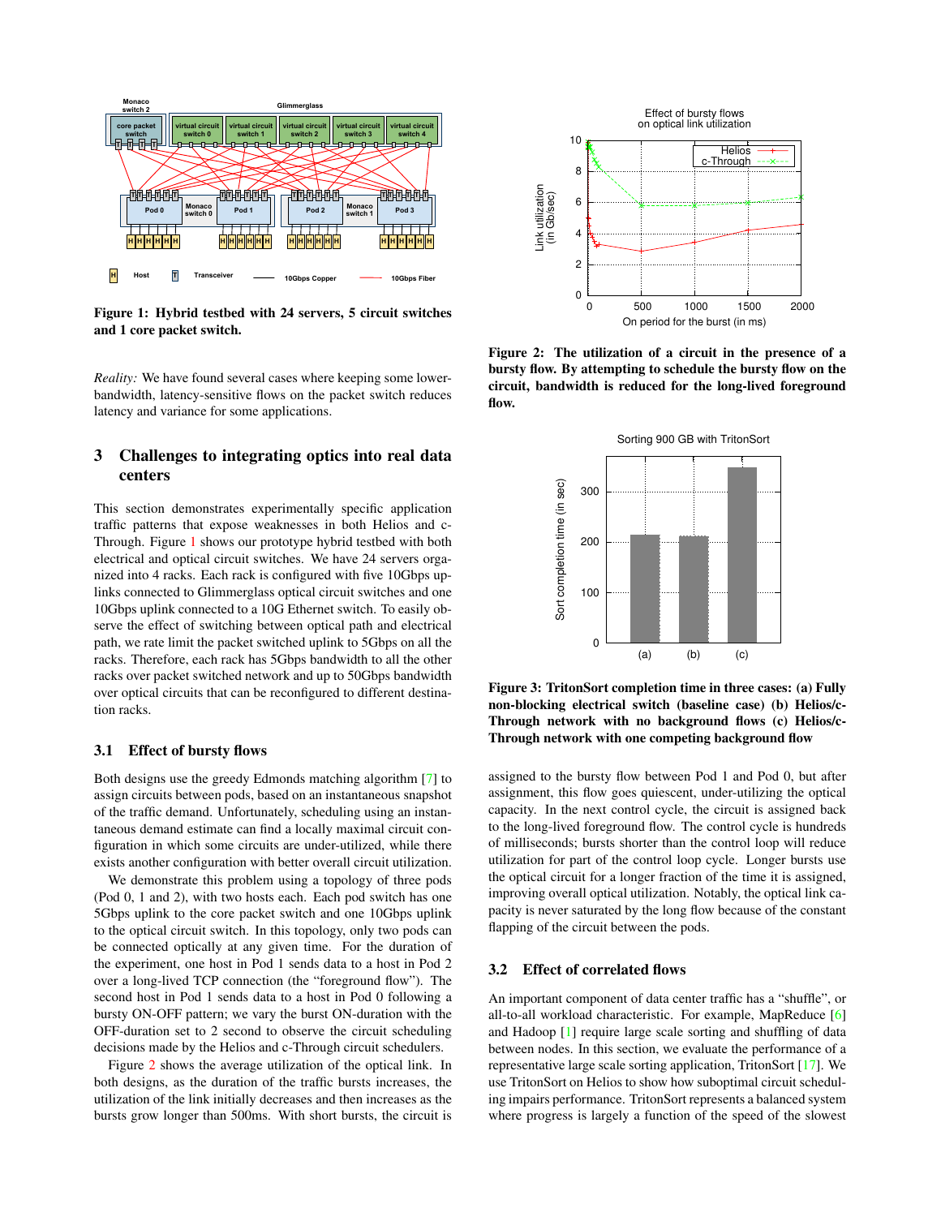Figure 1: Hybrid testbed with 24 servers, 5 circuit switches and 1 core packet switch.

*Reality:* We have found several cases where keeping some lower-bandwidth, latency-sensitive flows on the packet switch reduces latency and variance for some applications.

## 3 Challenges to integrating optics into real data centers

This section demonstrates experimentally specific application traffic patterns that expose weaknesses in both Helios and c-Through. Figure 1 shows our prototype hybrid testbed with both electrical and optical circuit switches. We have 24 servers organized into 4 racks. Each rack is configured with five 10Gbps uplinks connected to Glimmerglass optical circuit switches and one 10Gbps uplink connected to a 10G Ethernet switch. To easily observe the effect of switching between optical path and electrical path, we rate limit the packet switched uplink to 5Gbps on all the racks. Therefore, each rack has 5Gbps bandwidth to all the other racks over packet switched network and up to 50Gbps bandwidth over optical circuits that can be reconfigured to different destination racks.

### 3.1 Effect of bursty flows

Both designs use the greedy Edmonds matching algorithm [7] to assign circuits between pods, based on an instantaneous snapshot of the traffic demand. Unfortunately, scheduling using an instantaneous demand estimate can find a locally maximal circuit configuration in which some circuits are under-utilized, while there exists another configuration with better overall circuit utilization.

We demonstrate this problem using a topology of three pods (Pod 0, 1 and 2), with two hosts each. Each pod switch has one 5Gbps uplink to the core packet switch and one 10Gbps uplink to the optical circuit switch. In this topology, only two pods can be connected optically at any given time. For the duration of the experiment, one host in Pod 1 sends data to a host in Pod 2 over a long-lived TCP connection (the "foreground flow"). The second host in Pod 1 sends data to a host in Pod 0 following a bursty ON-OFF pattern; we vary the burst ON-duration with the OFF-duration set to 2 second to observe the circuit scheduling decisions made by the Helios and c-Through circuit schedulers.

Figure 2 shows the average utilization of the optical link. In both designs, as the duration of the traffic bursts increases, the utilization of the link initially decreases and then increases as the bursts grow longer than 500ms. With short bursts, the circuit is assigned to the bursty flow between Pod 1 and Pod 0, but after assignment, this flow goes quiescent, under-utilizing the optical capacity. In the next control cycle, the circuit is assigned back to the long-lived foreground flow. The control cycle is hundreds of milliseconds; bursts shorter than the control loop will reduce utilization for part of the control loop cycle. Longer bursts use the optical circuit for a longer fraction of the time it is assigned, improving overall optical utilization. Notably, the optical link capacity is never saturated by the long flow because of the constant flapping of the circuit between the pods.

Figure 2: The utilization of a circuit in the presence of a bursty flow. By attempting to schedule the bursty flow on the circuit, bandwidth is reduced for the long-lived foreground flow.

Figure 3: TritonSort completion time in three cases: (a) Fully non-blocking electrical switch (baseline case) (b) Helios/c-Through network with no background flows (c) Helios/c-Through network with one competing background flow

### 3.2 Effect of correlated flows

An important component of data center traffic has a "shuffle", or all-to-all workload characteristic. For example, MapReduce [6] and Hadoop [1] require large scale sorting and shuffling of data between nodes. In this section, we evaluate the performance of a representative large scale sorting application, TritonSort [17]. We use TritonSort on Helios to show how suboptimal circuit scheduling impairs performance. TritonSort represents a balanced system where progress is largely a function of the speed of the slowest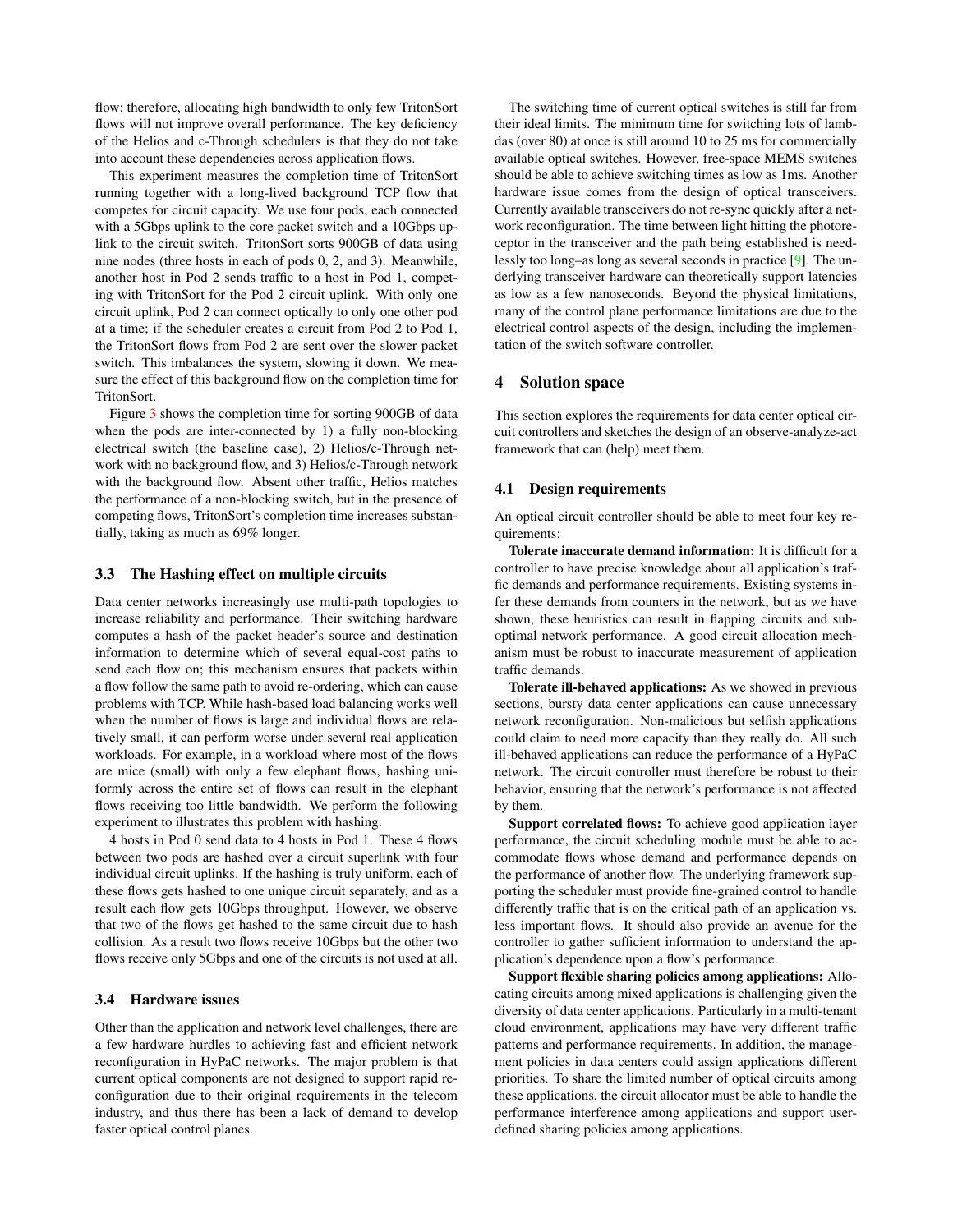flow; therefore, allocating high bandwidth to only few TritonSort flows will not improve overall performance. The key deficiency of the Helios and c-Through schedulers is that they do not take into account these dependencies across application flows.

This experiment measures the completion time of TritonSort running together with a long-lived background TCP flow that competes for circuit capacity. We use four pods, each connected with a 5Gbps uplink to the core packet switch and a 10Gbps uplink to the circuit switch. TritonSort sorts 900GB of data using nine nodes (three hosts in each of pods 0, 2, and 3). Meanwhile, another host in Pod 2 sends traffic to a host in Pod 1, competing with TritonSort for the Pod 2 circuit uplink. With only one circuit uplink, Pod 2 can connect optically to only one other pod at a time; if the scheduler creates a circuit from Pod 2 to Pod 1, the TritonSort flows from Pod 2 are sent over the slower packet switch. This imbalances the system, slowing it down. We measure the effect of this background flow on the completion time for TritonSort.

Figure 3 shows the completion time for sorting 900GB of data when the pods are inter-connected by 1) a fully non-blocking electrical switch (the baseline case), 2) Helios/c-Through network with no background flow, and 3) Helios/c-Through network with the background flow. Absent other traffic, Helios matches the performance of a non-blocking switch, but in the presence of competing flows, TritonSort's completion time increases substantially, taking as much as 69% longer.

### 3.3 The Hashing effect on multiple circuits

Data center networks increasingly use multi-path topologies to increase reliability and performance. Their switching hardware computes a hash of the packet header's source and destination information to determine which of several equal-cost paths to send each flow on; this mechanism ensures that packets within a flow follow the same path to avoid re-ordering, which can cause problems with TCP. While hash-based load balancing works well when the number of flows is large and individual flows are relatively small, it can perform worse under several real application workloads. For example, in a workload where most of the flows are mice (small) with only a few elephant flows, hashing uniformly across the entire set of flows can result in the elephant flows receiving too little bandwidth. We perform the following experiment to illustrates this problem with hashing.

4 hosts in Pod 0 send data to 4 hosts in Pod 1. These 4 flows between two pods are hashed over a circuit superlink with four individual circuit uplinks. If the hashing is truly uniform, each of these flows gets hashed to one unique circuit separately, and as a result each flow gets 10Gbps throughput. However, we observe that two of the flows get hashed to the same circuit due to hash collision. As a result two flows receive 10Gbps but the other two flows receive only 5Gbps and one of the circuits is not used at all.

### 3.4 Hardware issues

Other than the application and network level challenges, there are a few hardware hurdles to achieving fast and efficient network reconfiguration in HyPaC networks. The major problem is that current optical components are not designed to support rapid reconfiguration due to their original requirements in the telecom industry, and thus there has been a lack of demand to develop faster optical control planes.

The switching time of current optical switches is still far from their ideal limits. The minimum time for switching lots of lambdas (over 80) at once is still around 10 to 25 ms for commercially available optical switches. However, free-space MEMS switches should be able to achieve switching times as low as 1ms. Another hardware issue comes from the design of optical transceivers. Currently available transceivers do not re-sync quickly after a network reconfiguration. The time between light hitting the photoreceptor in the transceiver and the path being established is needlessly too long–as long as several seconds in practice [9]. The underlying transceiver hardware can theoretically support latencies as low as a few nanoseconds. Beyond the physical limitations, many of the control plane performance limitations are due to the electrical control aspects of the design, including the implementation of the switch software controller.

## 4 Solution space

This section explores the requirements for data center optical circuit controllers and sketches the design of an observe-analyze-act framework that can (help) meet them.

### 4.1 Design requirements

An optical circuit controller should be able to meet four key requirements:

**Tolerate inaccurate demand information:** It is difficult for a controller to have precise knowledge about all application's traffic demands and performance requirements. Existing systems infer these demands from counters in the network, but as we have shown, these heuristics can result in flapping circuits and suboptimal network performance. A good circuit allocation mechanism must be robust to inaccurate measurement of application traffic demands.

**Tolerate ill-behaved applications:** As we showed in previous sections, bursty data center applications can cause unnecessary network reconfiguration. Non-malicious but selfish applications could claim to need more capacity than they really do. All such ill-behaved applications can reduce the performance of a HyPaC network. The circuit controller must therefore be robust to their behavior, ensuring that the network's performance is not affected by them.

**Support correlated flows:** To achieve good application layer performance, the circuit scheduling module must be able to accommodate flows whose demand and performance depends on the performance of another flow. The underlying framework supporting the scheduler must provide fine-grained control to handle differently traffic that is on the critical path of an application vs. less important flows. It should also provide an avenue for the controller to gather sufficient information to understand the application's dependence upon a flow's performance.

**Support flexible sharing policies among applications:** Allocating circuits among mixed applications is challenging given the diversity of data center applications. Particularly in a multi-tenant cloud environment, applications may have very different traffic patterns and performance requirements. In addition, the management policies in data centers could assign applications different priorities. To share the limited number of optical circuits among these applications, the circuit allocator must be able to handle the performance interference among applications and support user-defined sharing policies among applications.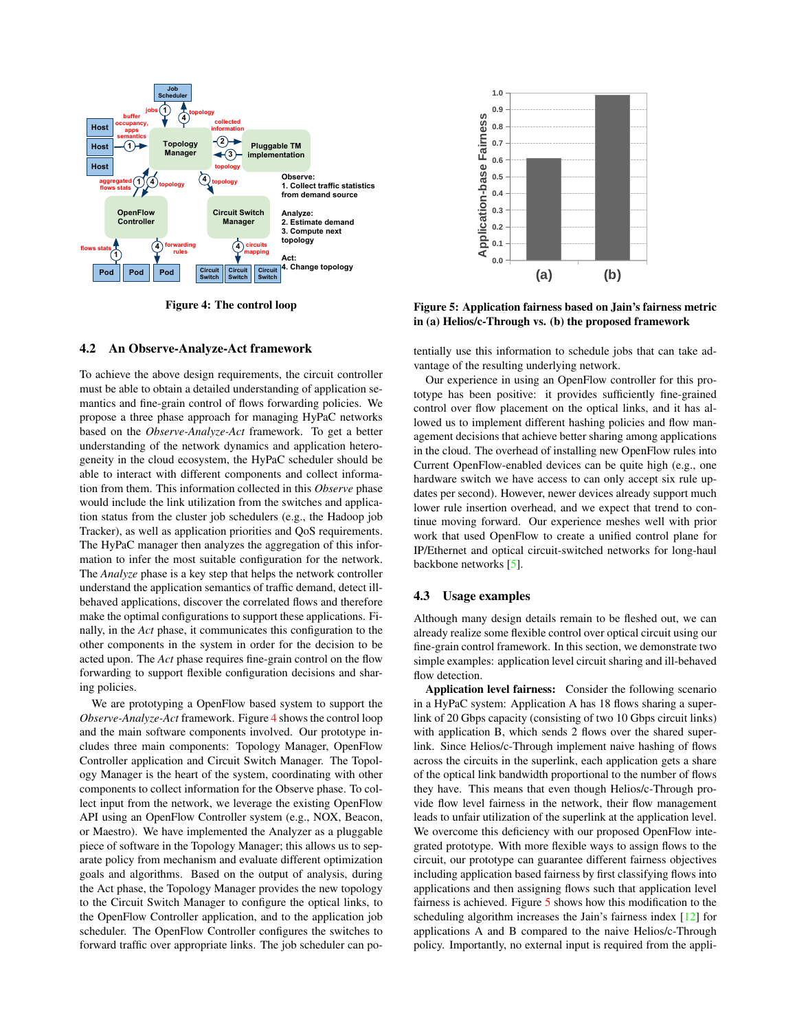Job Scheduler

jobs 1

4 topology

buffer occupancy, apps semantics

Host

Host

Host

1

Topology Manager

collected information

2

3

Pluggable TM implementation

topology

aggregated flows stats 1 4 topology

4 topology

OpenFlow Controller

Circuit Switch Manager

Observe:
1. Collect traffic statistics from demand source

Analyze:
2. Estimate demand
3. Compute next topology

Act:
4. Change topology

flows stats 1

4 forwarding rules

4 circuits mapping

Pod Pod Pod

Circuit Switch Circuit Switch Circuit Switch

Figure 4: The control loop

Application-base Fairness

1.0
0.9
0.8
0.7
0.6
0.5
0.4
0.3
0.2
0.1
0.0

(a) (b)

Figure 5: Application fairness based on Jain's fairness metric in (a) Helios/c-Through vs. (b) the proposed framework

## 4.2 An Observe-Analyze-Act framework

To achieve the above design requirements, the circuit controller must be able to obtain a detailed understanding of application semantics and fine-grain control of flows forwarding policies. We propose a three phase approach for managing HyPaC networks based on the *Observe-Analyze-Act* framework. To get a better understanding of the network dynamics and application heterogeneity in the cloud ecosystem, the HyPaC scheduler should be able to interact with different components and collect information from them. This information collected in this *Observe* phase would include the link utilization from the switches and application status from the cluster job schedulers (e.g., the Hadoop job Tracker), as well as application priorities and QoS requirements. The HyPaC manager then analyzes the aggregation of this information to infer the most suitable configuration for the network. The *Analyze* phase is a key step that helps the network controller understand the application semantics of traffic demand, detect ill-behaved applications, discover the correlated flows and therefore make the optimal configurations to support these applications. Finally, in the *Act* phase, it communicates this configuration to the other components in the system in order for the decision to be acted upon. The *Act* phase requires fine-grain control on the flow forwarding to support flexible configuration decisions and sharing policies.

We are prototyping a OpenFlow based system to support the *Observe-Analyze-Act* framework. Figure 4 shows the control loop and the main software components involved. Our prototype includes three main components: Topology Manager, OpenFlow Controller application and Circuit Switch Manager. The Topology Manager is the heart of the system, coordinating with other components to collect information for the Observe phase. To collect input from the network, we leverage the existing OpenFlow API using an OpenFlow Controller system (e.g., NOX, Beacon, or Maestro). We have implemented the Analyzer as a pluggable piece of software in the Topology Manager; this allows us to separate policy from mechanism and evaluate different optimization goals and algorithms. Based on the output of analysis, during the Act phase, the Topology Manager provides the new topology to the Circuit Switch Manager to configure the optical links, to the OpenFlow Controller application, and to the application job scheduler. The OpenFlow Controller configures the switches to forward traffic over appropriate links. The job scheduler can potentially use this information to schedule jobs that can take advantage of the resulting underlying network.

Our experience in using an OpenFlow controller for this prototype has been positive: it provides sufficiently fine-grained control over flow placement on the optical links, and it has allowed us to implement different hashing policies and flow management decisions that achieve better sharing among applications in the cloud. The overhead of installing new OpenFlow rules into Current OpenFlow-enabled devices can be quite high (e.g., one hardware switch we have access to can only accept six rule updates per second). However, newer devices already support much lower rule insertion overhead, and we expect that trend to continue moving forward. Our experience meshes well with prior work that used OpenFlow to create a unified control plane for IP/Ethernet and optical circuit-switched networks for long-haul backbone networks [5].

## 4.3 Usage examples

Although many design details remain to be fleshed out, we can already realize some flexible control over optical circuit using our fine-grain control framework. In this section, we demonstrate two simple examples: application level circuit sharing and ill-behaved flow detection.

**Application level fairness:** Consider the following scenario in a HyPaC system: Application A has 18 flows sharing a superlink of 20 Gbps capacity (consisting of two 10 Gbps circuit links) with application B, which sends 2 flows over the shared superlink. Since Helios/c-Through implement naive hashing of flows across the circuits in the superlink, each application gets a share of the optical link bandwidth proportional to the number of flows they have. This means that even though Helios/c-Through provide flow level fairness in the network, their flow management leads to unfair utilization of the superlink at the application level. We overcome this deficiency with our proposed OpenFlow integrated prototype. With more flexible ways to assign flows to the circuit, our prototype can guarantee different fairness objectives including application based fairness by first classifying flows into applications and then assigning flows such that application level fairness is achieved. Figure 5 shows how this modification to the scheduling algorithm increases the Jain's fairness index [12] for applications A and B compared to the naive Helios/c-Through policy. Importantly, no external input is required from the appli-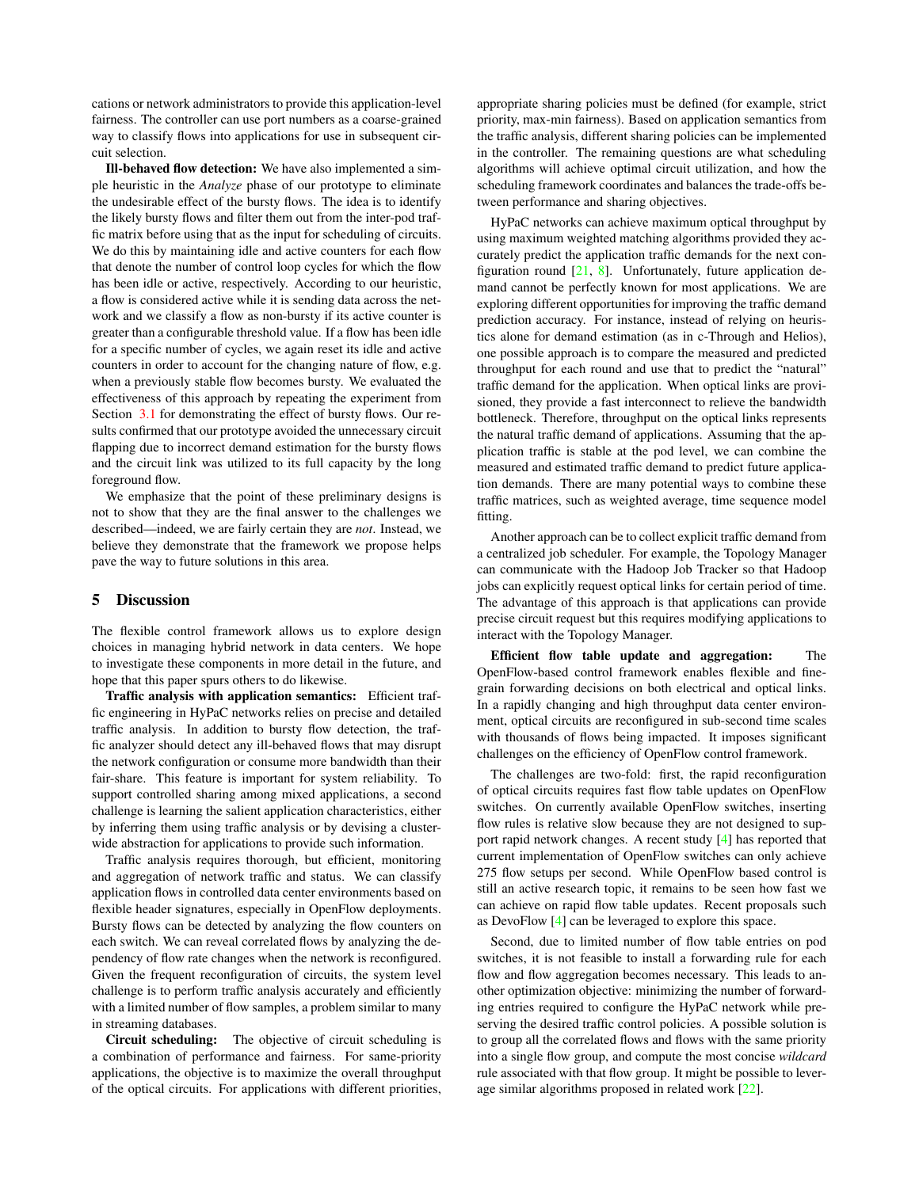cations or network administrators to provide this application-level fairness. The controller can use port numbers as a coarse-grained way to classify flows into applications for use in subsequent circuit selection.

**Ill-behaved flow detection:** We have also implemented a simple heuristic in the *Analyze* phase of our prototype to eliminate the undesirable effect of the bursty flows. The idea is to identify the likely bursty flows and filter them out from the inter-pod traffic matrix before using that as the input for scheduling of circuits. We do this by maintaining idle and active counters for each flow that denote the number of control loop cycles for which the flow has been idle or active, respectively. According to our heuristic, a flow is considered active while it is sending data across the network and we classify a flow as non-bursty if its active counter is greater than a configurable threshold value. If a flow has been idle for a specific number of cycles, we again reset its idle and active counters in order to account for the changing nature of flow, e.g. when a previously stable flow becomes bursty. We evaluated the effectiveness of this approach by repeating the experiment from Section 3.1 for demonstrating the effect of bursty flows. Our results confirmed that our prototype avoided the unnecessary circuit flapping due to incorrect demand estimation for the bursty flows and the circuit link was utilized to its full capacity by the long foreground flow.

We emphasize that the point of these preliminary designs is not to show that they are the final answer to the challenges we described—indeed, we are fairly certain they are *not*. Instead, we believe they demonstrate that the framework we propose helps pave the way to future solutions in this area.

## 5 Discussion

The flexible control framework allows us to explore design choices in managing hybrid network in data centers. We hope to investigate these components in more detail in the future, and hope that this paper spurs others to do likewise.

**Traffic analysis with application semantics:** Efficient traffic engineering in HyPaC networks relies on precise and detailed traffic analysis. In addition to bursty flow detection, the traffic analyzer should detect any ill-behaved flows that may disrupt the network configuration or consume more bandwidth than their fair-share. This feature is important for system reliability. To support controlled sharing among mixed applications, a second challenge is learning the salient application characteristics, either by inferring them using traffic analysis or by devising a cluster-wide abstraction for applications to provide such information.

Traffic analysis requires thorough, but efficient, monitoring and aggregation of network traffic and status. We can classify application flows in controlled data center environments based on flexible header signatures, especially in OpenFlow deployments. Bursty flows can be detected by analyzing the flow counters on each switch. We can reveal correlated flows by analyzing the dependency of flow rate changes when the network is reconfigured. Given the frequent reconfiguration of circuits, the system level challenge is to perform traffic analysis accurately and efficiently with a limited number of flow samples, a problem similar to many in streaming databases.

**Circuit scheduling:** The objective of circuit scheduling is a combination of performance and fairness. For same-priority applications, the objective is to maximize the overall throughput of the optical circuits. For applications with different priorities, appropriate sharing policies must be defined (for example, strict priority, max-min fairness). Based on application semantics from the traffic analysis, different sharing policies can be implemented in the controller. The remaining questions are what scheduling algorithms will achieve optimal circuit utilization, and how the scheduling framework coordinates and balances the trade-offs between performance and sharing objectives.

HyPaC networks can achieve maximum optical throughput by using maximum weighted matching algorithms provided they accurately predict the application traffic demands for the next configuration round [21, 8]. Unfortunately, future application demand cannot be perfectly known for most applications. We are exploring different opportunities for improving the traffic demand prediction accuracy. For instance, instead of relying on heuristics alone for demand estimation (as in c-Through and Helios), one possible approach is to compare the measured and predicted throughput for each round and use that to predict the "natural" traffic demand for the application. When optical links are provisioned, they provide a fast interconnect to relieve the bandwidth bottleneck. Therefore, throughput on the optical links represents the natural traffic demand of applications. Assuming that the application traffic is stable at the pod level, we can combine the measured and estimated traffic demand to predict future application demands. There are many potential ways to combine these traffic matrices, such as weighted average, time sequence model fitting.

Another approach can be to collect explicit traffic demand from a centralized job scheduler. For example, the Topology Manager can communicate with the Hadoop Job Tracker so that Hadoop jobs can explicitly request optical links for certain period of time. The advantage of this approach is that applications can provide precise circuit request but this requires modifying applications to interact with the Topology Manager.

**Efficient flow table update and aggregation:** The OpenFlow-based control framework enables flexible and fine-grain forwarding decisions on both electrical and optical links. In a rapidly changing and high throughput data center environment, optical circuits are reconfigured in sub-second time scales with thousands of flows being impacted. It imposes significant challenges on the efficiency of OpenFlow control framework.

The challenges are two-fold: first, the rapid reconfiguration of optical circuits requires fast flow table updates on OpenFlow switches. On currently available OpenFlow switches, inserting flow rules is relative slow because they are not designed to support rapid network changes. A recent study [4] has reported that current implementation of OpenFlow switches can only achieve 275 flow setups per second. While OpenFlow based control is still an active research topic, it remains to be seen how fast we can achieve on rapid flow table updates. Recent proposals such as DevoFlow [4] can be leveraged to explore this space.

Second, due to limited number of flow table entries on pod switches, it is not feasible to install a forwarding rule for each flow and flow aggregation becomes necessary. This leads to another optimization objective: minimizing the number of forwarding entries required to configure the HyPaC network while preserving the desired traffic control policies. A possible solution is to group all the correlated flows and flows with the same priority into a single flow group, and compute the most concise *wildcard* rule associated with that flow group. It might be possible to leverage similar algorithms proposed in related work [22].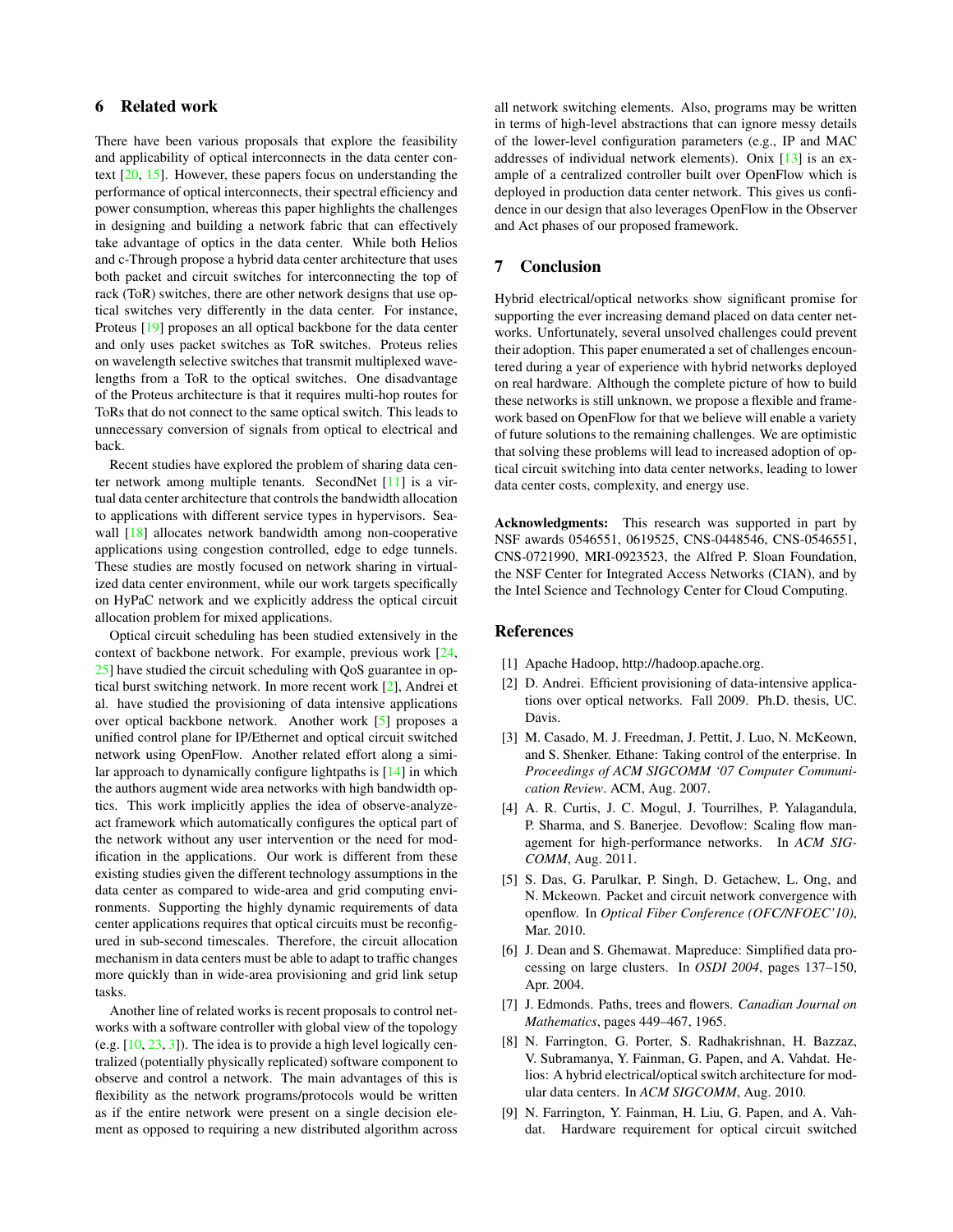## 6 Related work

There have been various proposals that explore the feasibility and applicability of optical interconnects in the data center context [20, 15]. However, these papers focus on understanding the performance of optical interconnects, their spectral efficiency and power consumption, whereas this paper highlights the challenges in designing and building a network fabric that can effectively take advantage of optics in the data center. While both Helios and c-Through propose a hybrid data center architecture that uses both packet and circuit switches for interconnecting the top of rack (ToR) switches, there are other network designs that use optical switches very differently in the data center. For instance, Proteus [19] proposes an all optical backbone for the data center and only uses packet switches as ToR switches. Proteus relies on wavelength selective switches that transmit multiplexed wavelengths from a ToR to the optical switches. One disadvantage of the Proteus architecture is that it requires multi-hop routes for ToRs that do not connect to the same optical switch. This leads to unnecessary conversion of signals from optical to electrical and back.

Recent studies have explored the problem of sharing data center network among multiple tenants. SecondNet [11] is a virtual data center architecture that controls the bandwidth allocation to applications with different service types in hypervisors. Seawall [18] allocates network bandwidth among non-cooperative applications using congestion controlled, edge to edge tunnels. These studies are mostly focused on network sharing in virtualized data center environment, while our work targets specifically on HyPaC network and we explicitly address the optical circuit allocation problem for mixed applications.

Optical circuit scheduling has been studied extensively in the context of backbone network. For example, previous work [24, 25] have studied the circuit scheduling with QoS guarantee in optical burst switching network. In more recent work [2], Andrei et al. have studied the provisioning of data intensive applications over optical backbone network. Another work [5] proposes a unified control plane for IP/Ethernet and optical circuit switched network using OpenFlow. Another related effort along a similar approach to dynamically configure lightpaths is [14] in which the authors augment wide area networks with high bandwidth optics. This work implicitly applies the idea of observe-analyze-act framework which automatically configures the optical part of the network without any user intervention or the need for modification in the applications. Our work is different from these existing studies given the different technology assumptions in the data center as compared to wide-area and grid computing environments. Supporting the highly dynamic requirements of data center applications requires that optical circuits must be reconfigured in sub-second timescales. Therefore, the circuit allocation mechanism in data centers must be able to adapt to traffic changes more quickly than in wide-area provisioning and grid link setup tasks.

Another line of related works is recent proposals to control networks with a software controller with global view of the topology (e.g. [10, 23, 3]). The idea is to provide a high level logically centralized (potentially physically replicated) software component to observe and control a network. The main advantages of this is flexibility as the network programs/protocols would be written as if the entire network were present on a single decision element as opposed to requiring a new distributed algorithm across all network switching elements. Also, programs may be written in terms of high-level abstractions that can ignore messy details of the lower-level configuration parameters (e.g., IP and MAC addresses of individual network elements). Onix [13] is an example of a centralized controller built over OpenFlow which is deployed in production data center network. This gives us confidence in our design that also leverages OpenFlow in the Observer and Act phases of our proposed framework.

## 7 Conclusion

Hybrid electrical/optical networks show significant promise for supporting the ever increasing demand placed on data center networks. Unfortunately, several unsolved challenges could prevent their adoption. This paper enumerated a set of challenges encountered during a year of experience with hybrid networks deployed on real hardware. Although the complete picture of how to build these networks is still unknown, we propose a flexible and framework based on OpenFlow for that we believe will enable a variety of future solutions to the remaining challenges. We are optimistic that solving these problems will lead to increased adoption of optical circuit switching into data center networks, leading to lower data center costs, complexity, and energy use.

**Acknowledgments:** This research was supported in part by NSF awards 0546551, 0619525, CNS-0448546, CNS-0546551, CNS-0721990, MRI-0923523, the Alfred P. Sloan Foundation, the NSF Center for Integrated Access Networks (CIAN), and by the Intel Science and Technology Center for Cloud Computing.

## References

[1] Apache Hadoop, http://hadoop.apache.org.

[2] D. Andrei. Efficient provisioning of data-intensive applications over optical networks. Fall 2009. Ph.D. thesis, UC. Davis.

[3] M. Casado, M. J. Freedman, J. Pettit, J. Luo, N. McKeown, and S. Shenker. Ethane: Taking control of the enterprise. In *Proceedings of ACM SIGCOMM '07 Computer Communication Review*. ACM, Aug. 2007.

[4] A. R. Curtis, J. C. Mogul, J. Tourrilhes, P. Yalagandula, P. Sharma, and S. Banerjee. Devoflow: Scaling flow management for high-performance networks. In *ACM SIGCOMM*, Aug. 2011.

[5] S. Das, G. Parulkar, P. Singh, D. Getachew, L. Ong, and N. Mckeown. Packet and circuit network convergence with openflow. In *Optical Fiber Conference (OFC/NFOEC'10)*, Mar. 2010.

[6] J. Dean and S. Ghemawat. Mapreduce: Simplified data processing on large clusters. In *OSDI 2004*, pages 137–150, Apr. 2004.

[7] J. Edmonds. Paths, trees and flowers. *Canadian Journal on Mathematics*, pages 449–467, 1965.

[8] N. Farrington, G. Porter, S. Radhakrishnan, H. Bazzaz, V. Subramanya, Y. Fainman, G. Papen, and A. Vahdat. Helios: A hybrid electrical/optical switch architecture for modular data centers. In *ACM SIGCOMM*, Aug. 2010.

[9] N. Farrington, Y. Fainman, H. Liu, G. Papen, and A. Vahdat. Hardware requirement for optical circuit switched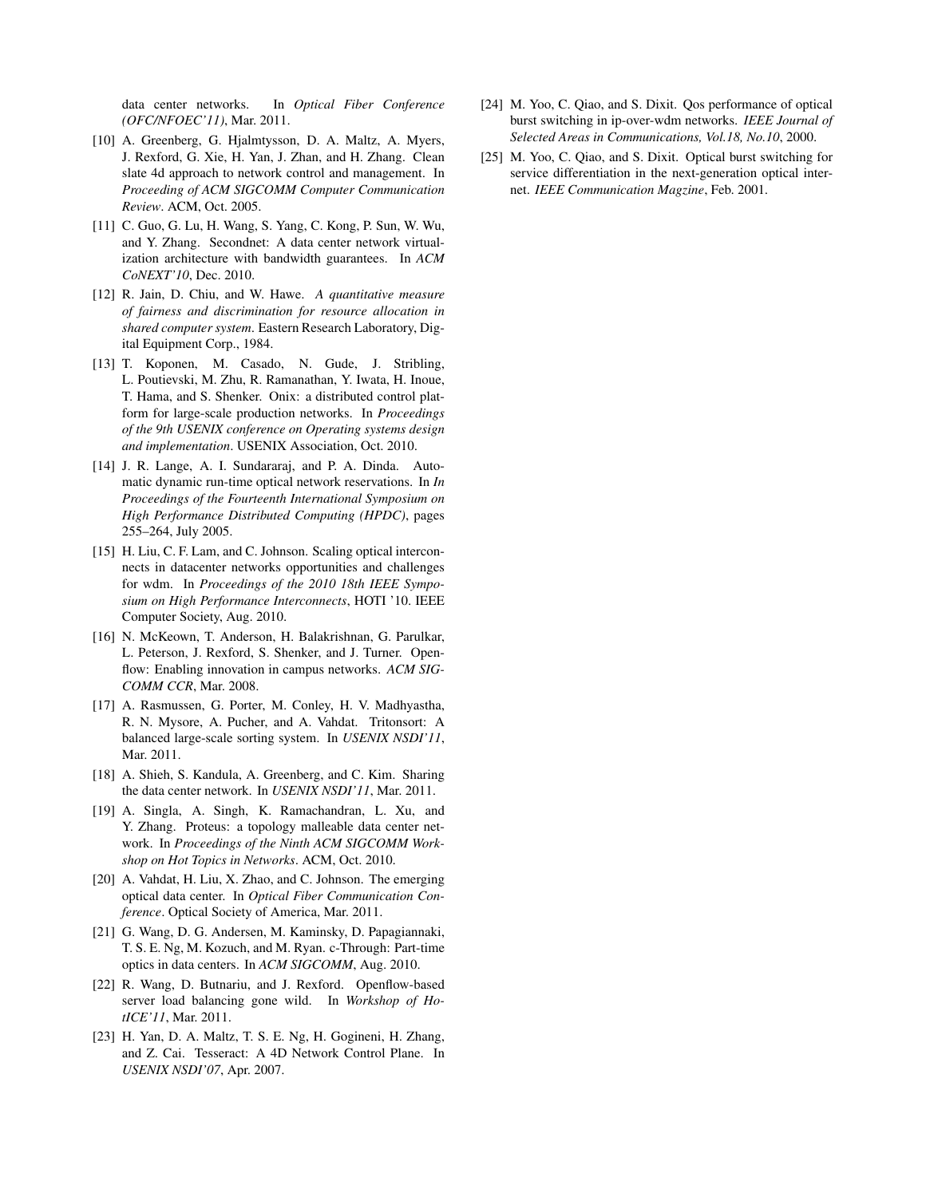data center networks. In *Optical Fiber Conference (OFC/NFOEC'11)*, Mar. 2011.

[10] A. Greenberg, G. Hjalmtysson, D. A. Maltz, A. Myers, J. Rexford, G. Xie, H. Yan, J. Zhan, and H. Zhang. Clean slate 4d approach to network control and management. In *Proceeding of ACM SIGCOMM Computer Communication Review*. ACM, Oct. 2005.

[11] C. Guo, G. Lu, H. Wang, S. Yang, C. Kong, P. Sun, W. Wu, and Y. Zhang. Secondnet: A data center network virtualization architecture with bandwidth guarantees. In *ACM CoNEXT'10*, Dec. 2010.

[12] R. Jain, D. Chiu, and W. Hawe. *A quantitative measure of fairness and discrimination for resource allocation in shared computer system*. Eastern Research Laboratory, Digital Equipment Corp., 1984.

[13] T. Koponen, M. Casado, N. Gude, J. Stribling, L. Poutievski, M. Zhu, R. Ramanathan, Y. Iwata, H. Inoue, T. Hama, and S. Shenker. Onix: a distributed control platform for large-scale production networks. In *Proceedings of the 9th USENIX conference on Operating systems design and implementation*. USENIX Association, Oct. 2010.

[14] J. R. Lange, A. I. Sundararaj, and P. A. Dinda. Automatic dynamic run-time optical network reservations. In *In Proceedings of the Fourteenth International Symposium on High Performance Distributed Computing (HPDC)*, pages 255–264, July 2005.

[15] H. Liu, C. F. Lam, and C. Johnson. Scaling optical interconnects in datacenter networks opportunities and challenges for wdm. In *Proceedings of the 2010 18th IEEE Symposium on High Performance Interconnects*, HOTI '10. IEEE Computer Society, Aug. 2010.

[16] N. McKeown, T. Anderson, H. Balakrishnan, G. Parulkar, L. Peterson, J. Rexford, S. Shenker, and J. Turner. Openflow: Enabling innovation in campus networks. *ACM SIGCOMM CCR*, Mar. 2008.

[17] A. Rasmussen, G. Porter, M. Conley, H. V. Madhyastha, R. N. Mysore, A. Pucher, and A. Vahdat. Tritonsort: A balanced large-scale sorting system. In *USENIX NSDI'11*, Mar. 2011.

[18] A. Shieh, S. Kandula, A. Greenberg, and C. Kim. Sharing the data center network. In *USENIX NSDI'11*, Mar. 2011.

[19] A. Singla, A. Singh, K. Ramachandran, L. Xu, and Y. Zhang. Proteus: a topology malleable data center network. In *Proceedings of the Ninth ACM SIGCOMM Workshop on Hot Topics in Networks*. ACM, Oct. 2010.

[20] A. Vahdat, H. Liu, X. Zhao, and C. Johnson. The emerging optical data center. In *Optical Fiber Communication Conference*. Optical Society of America, Mar. 2011.

[21] G. Wang, D. G. Andersen, M. Kaminsky, D. Papagiannaki, T. S. E. Ng, M. Kozuch, and M. Ryan. c-Through: Part-time optics in data centers. In *ACM SIGCOMM*, Aug. 2010.

[22] R. Wang, D. Butnariu, and J. Rexford. Openflow-based server load balancing gone wild. In *Workshop of HotICE'11*, Mar. 2011.

[23] H. Yan, D. A. Maltz, T. S. E. Ng, H. Gogineni, H. Zhang, and Z. Cai. Tesseract: A 4D Network Control Plane. In *USENIX NSDI'07*, Apr. 2007.

[24] M. Yoo, C. Qiao, and S. Dixit. Qos performance of optical burst switching in ip-over-wdm networks. *IEEE Journal of Selected Areas in Communications, Vol.18, No.10*, 2000.

[25] M. Yoo, C. Qiao, and S. Dixit. Optical burst switching for service differentiation in the next-generation optical internet. *IEEE Communication Magzine*, Feb. 2001.